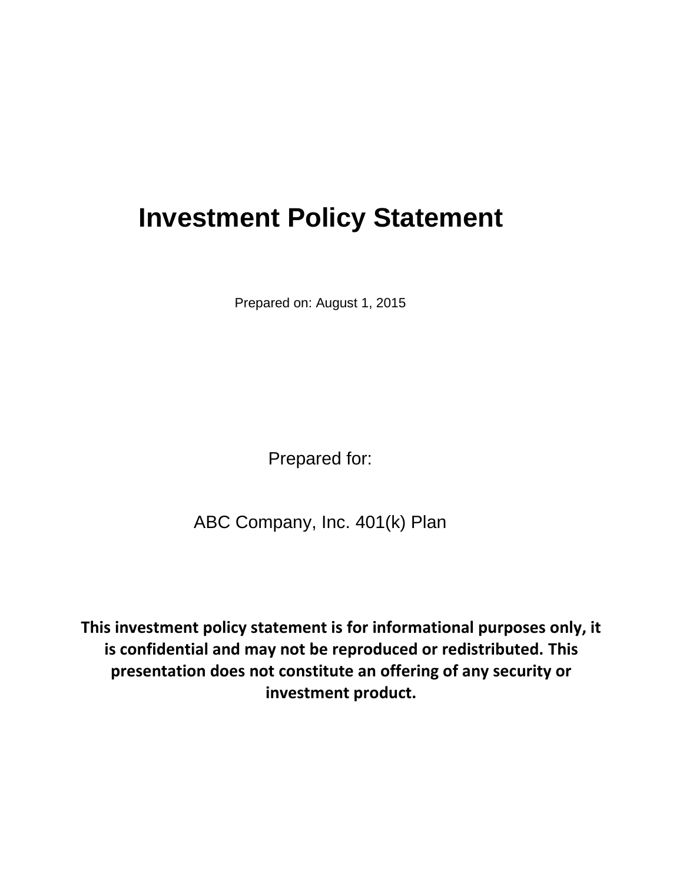# Investment Policy Statement

Prepared on: August 1, 2015

Prepared for:

ABC Company, Inc. 401(k) Plan

**This investment policy statement is for informational purposes only, it is confidential and may not be reproduced or redistributed. This presentation does not constitute an offering of any security or investment product.**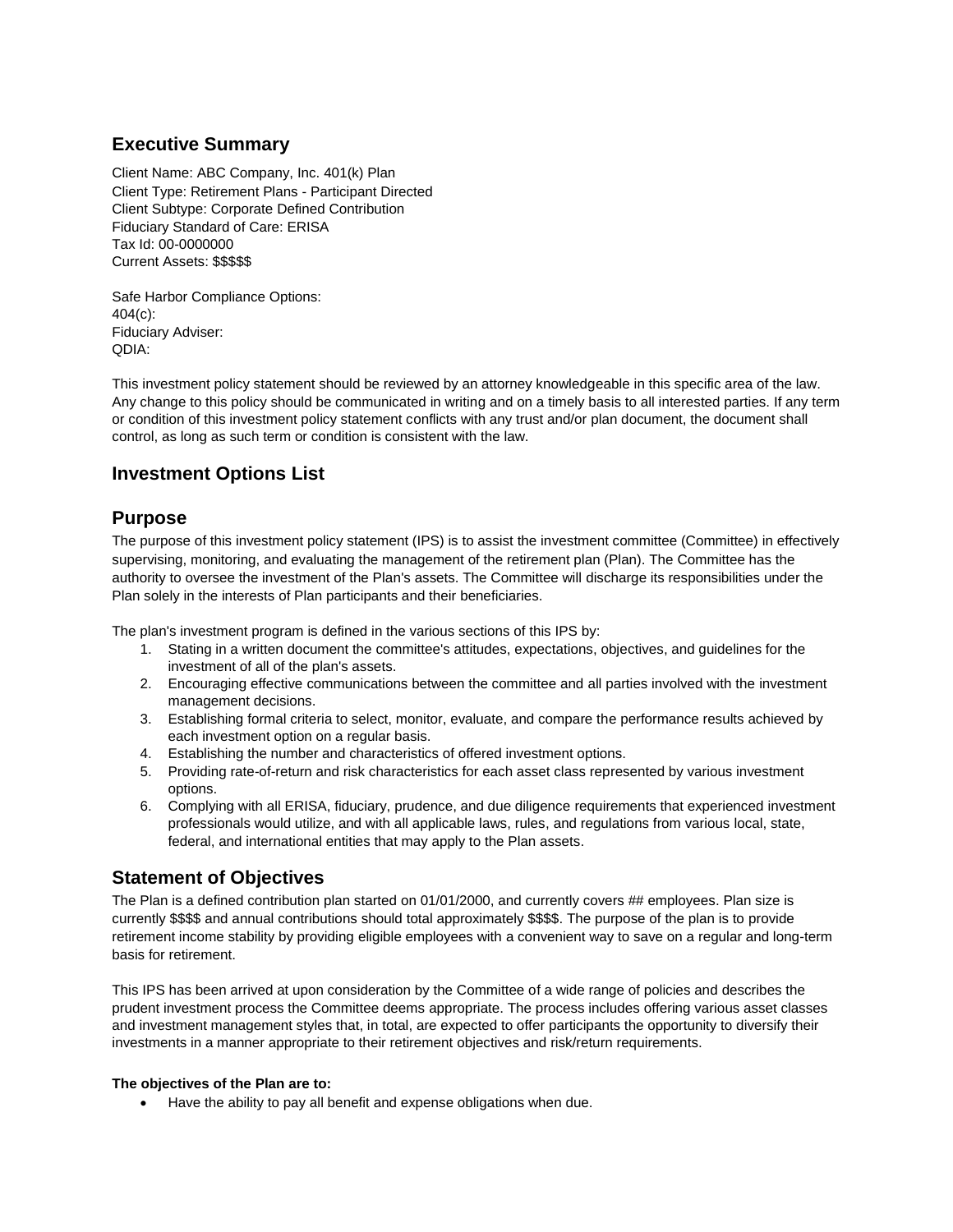## Executive Summary

Client Name: ABC Company, Inc. 401(k) Plan
Client Type: Retirement Plans - Participant Directed
Client Subtype: Corporate Defined Contribution
Fiduciary Standard of Care: ERISA
Tax Id: 00-0000000
Current Assets: $$$$$

Safe Harbor Compliance Options:
404(c):
Fiduciary Adviser:
QDIA:

This investment policy statement should be reviewed by an attorney knowledgeable in this specific area of the law. Any change to this policy should be communicated in writing and on a timely basis to all interested parties. If any term or condition of this investment policy statement conflicts with any trust and/or plan document, the document shall control, as long as such term or condition is consistent with the law.

## Investment Options List

## Purpose

The purpose of this investment policy statement (IPS) is to assist the investment committee (Committee) in effectively supervising, monitoring, and evaluating the management of the retirement plan (Plan). The Committee has the authority to oversee the investment of the Plan's assets. The Committee will discharge its responsibilities under the Plan solely in the interests of Plan participants and their beneficiaries.

The plan's investment program is defined in the various sections of this IPS by:

1. Stating in a written document the committee's attitudes, expectations, objectives, and guidelines for the investment of all of the plan's assets.
2. Encouraging effective communications between the committee and all parties involved with the investment management decisions.
3. Establishing formal criteria to select, monitor, evaluate, and compare the performance results achieved by each investment option on a regular basis.
4. Establishing the number and characteristics of offered investment options.
5. Providing rate-of-return and risk characteristics for each asset class represented by various investment options.
6. Complying with all ERISA, fiduciary, prudence, and due diligence requirements that experienced investment professionals would utilize, and with all applicable laws, rules, and regulations from various local, state, federal, and international entities that may apply to the Plan assets.

## Statement of Objectives

The Plan is a defined contribution plan started on 01/01/2000, and currently covers ## employees. Plan size is currently $$$$ and annual contributions should total approximately $$$$. The purpose of the plan is to provide retirement income stability by providing eligible employees with a convenient way to save on a regular and long-term basis for retirement.

This IPS has been arrived at upon consideration by the Committee of a wide range of policies and describes the prudent investment process the Committee deems appropriate. The process includes offering various asset classes and investment management styles that, in total, are expected to offer participants the opportunity to diversify their investments in a manner appropriate to their retirement objectives and risk/return requirements.

**The objectives of the Plan are to:**

- Have the ability to pay all benefit and expense obligations when due.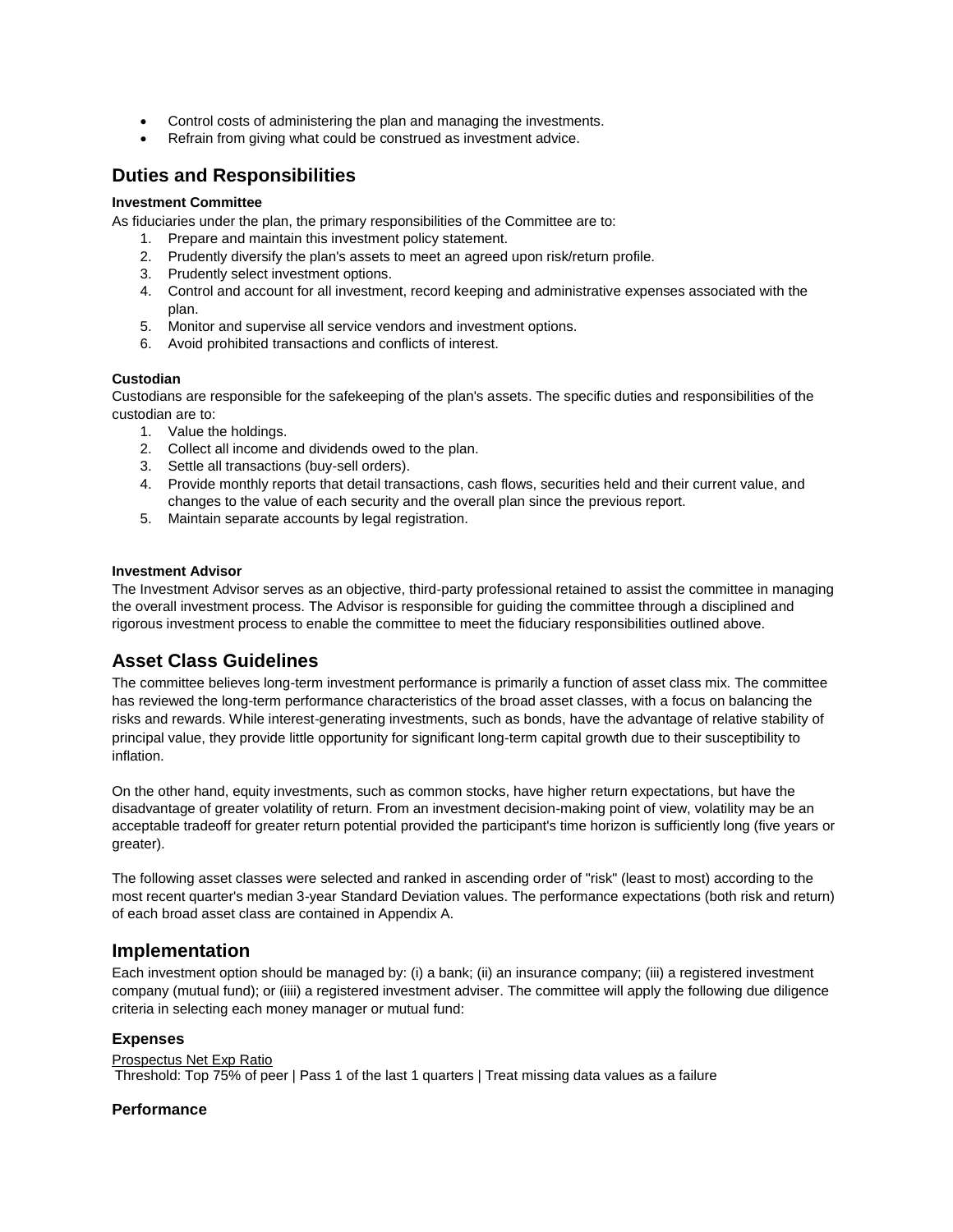- Control costs of administering the plan and managing the investments.
- Refrain from giving what could be construed as investment advice.

## Duties and Responsibilities

**Investment Committee**

As fiduciaries under the plan, the primary responsibilities of the Committee are to:

1. Prepare and maintain this investment policy statement.
2. Prudently diversify the plan's assets to meet an agreed upon risk/return profile.
3. Prudently select investment options.
4. Control and account for all investment, record keeping and administrative expenses associated with the plan.
5. Monitor and supervise all service vendors and investment options.
6. Avoid prohibited transactions and conflicts of interest.

**Custodian**

Custodians are responsible for the safekeeping of the plan's assets. The specific duties and responsibilities of the custodian are to:

1. Value the holdings.
2. Collect all income and dividends owed to the plan.
3. Settle all transactions (buy-sell orders).
4. Provide monthly reports that detail transactions, cash flows, securities held and their current value, and changes to the value of each security and the overall plan since the previous report.
5. Maintain separate accounts by legal registration.

**Investment Advisor**

The Investment Advisor serves as an objective, third-party professional retained to assist the committee in managing the overall investment process. The Advisor is responsible for guiding the committee through a disciplined and rigorous investment process to enable the committee to meet the fiduciary responsibilities outlined above.

## Asset Class Guidelines

The committee believes long-term investment performance is primarily a function of asset class mix. The committee has reviewed the long-term performance characteristics of the broad asset classes, with a focus on balancing the risks and rewards. While interest-generating investments, such as bonds, have the advantage of relative stability of principal value, they provide little opportunity for significant long-term capital growth due to their susceptibility to inflation.

On the other hand, equity investments, such as common stocks, have higher return expectations, but have the disadvantage of greater volatility of return. From an investment decision-making point of view, volatility may be an acceptable tradeoff for greater return potential provided the participant's time horizon is sufficiently long (five years or greater).

The following asset classes were selected and ranked in ascending order of "risk" (least to most) according to the most recent quarter's median 3-year Standard Deviation values. The performance expectations (both risk and return) of each broad asset class are contained in Appendix A.

## Implementation

Each investment option should be managed by: (i) a bank; (ii) an insurance company; (iii) a registered investment company (mutual fund); or (iiii) a registered investment adviser. The committee will apply the following due diligence criteria in selecting each money manager or mutual fund:

### Expenses

Prospectus Net Exp Ratio

Threshold: Top 75% of peer | Pass 1 of the last 1 quarters | Treat missing data values as a failure

### Performance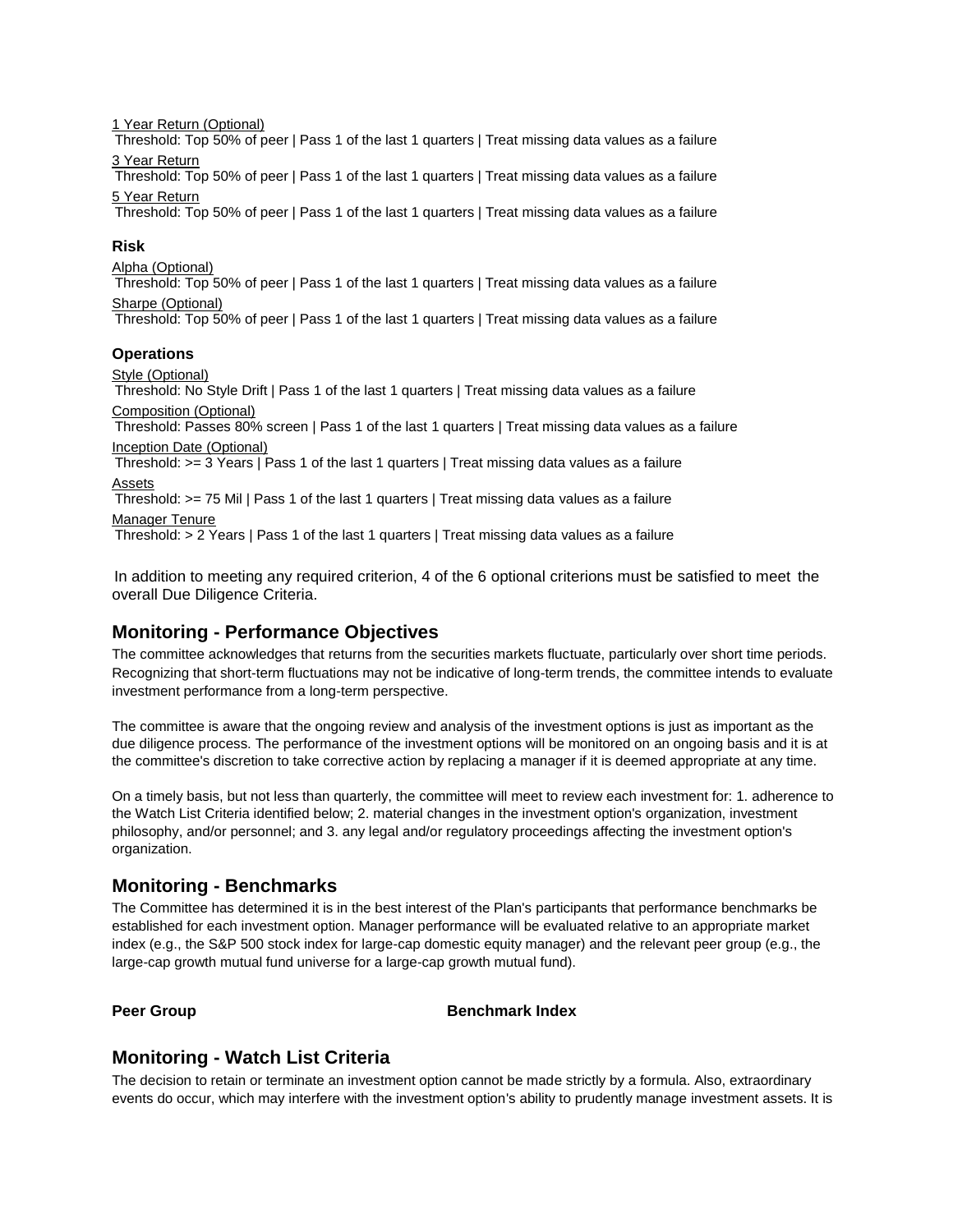1 Year Return (Optional)
Threshold: Top 50% of peer | Pass 1 of the last 1 quarters | Treat missing data values as a failure

3 Year Return
Threshold: Top 50% of peer | Pass 1 of the last 1 quarters | Treat missing data values as a failure

5 Year Return
Threshold: Top 50% of peer | Pass 1 of the last 1 quarters | Treat missing data values as a failure

**Risk**

Alpha (Optional)
Threshold: Top 50% of peer | Pass 1 of the last 1 quarters | Treat missing data values as a failure

Sharpe (Optional)
Threshold: Top 50% of peer | Pass 1 of the last 1 quarters | Treat missing data values as a failure

**Operations**

Style (Optional)
Threshold: No Style Drift | Pass 1 of the last 1 quarters | Treat missing data values as a failure

Composition (Optional)
Threshold: Passes 80% screen | Pass 1 of the last 1 quarters | Treat missing data values as a failure

Inception Date (Optional)
Threshold: >= 3 Years | Pass 1 of the last 1 quarters | Treat missing data values as a failure

Assets
Threshold: >= 75 Mil | Pass 1 of the last 1 quarters | Treat missing data values as a failure

Manager Tenure
Threshold: > 2 Years | Pass 1 of the last 1 quarters | Treat missing data values as a failure

In addition to meeting any required criterion, 4 of the 6 optional criterions must be satisfied to meet the overall Due Diligence Criteria.

## Monitoring - Performance Objectives

The committee acknowledges that returns from the securities markets fluctuate, particularly over short time periods. Recognizing that short-term fluctuations may not be indicative of long-term trends, the committee intends to evaluate investment performance from a long-term perspective.

The committee is aware that the ongoing review and analysis of the investment options is just as important as the due diligence process. The performance of the investment options will be monitored on an ongoing basis and it is at the committee's discretion to take corrective action by replacing a manager if it is deemed appropriate at any time.

On a timely basis, but not less than quarterly, the committee will meet to review each investment for: 1. adherence to the Watch List Criteria identified below; 2. material changes in the investment option's organization, investment philosophy, and/or personnel; and 3. any legal and/or regulatory proceedings affecting the investment option's organization.

## Monitoring - Benchmarks

The Committee has determined it is in the best interest of the Plan's participants that performance benchmarks be established for each investment option. Manager performance will be evaluated relative to an appropriate market index (e.g., the S&P 500 stock index for large-cap domestic equity manager) and the relevant peer group (e.g., the large-cap growth mutual fund universe for a large-cap growth mutual fund).

| Peer Group | Benchmark Index |
| --- | --- |

## Monitoring - Watch List Criteria

The decision to retain or terminate an investment option cannot be made strictly by a formula. Also, extraordinary events do occur, which may interfere with the investment option's ability to prudently manage investment assets. It is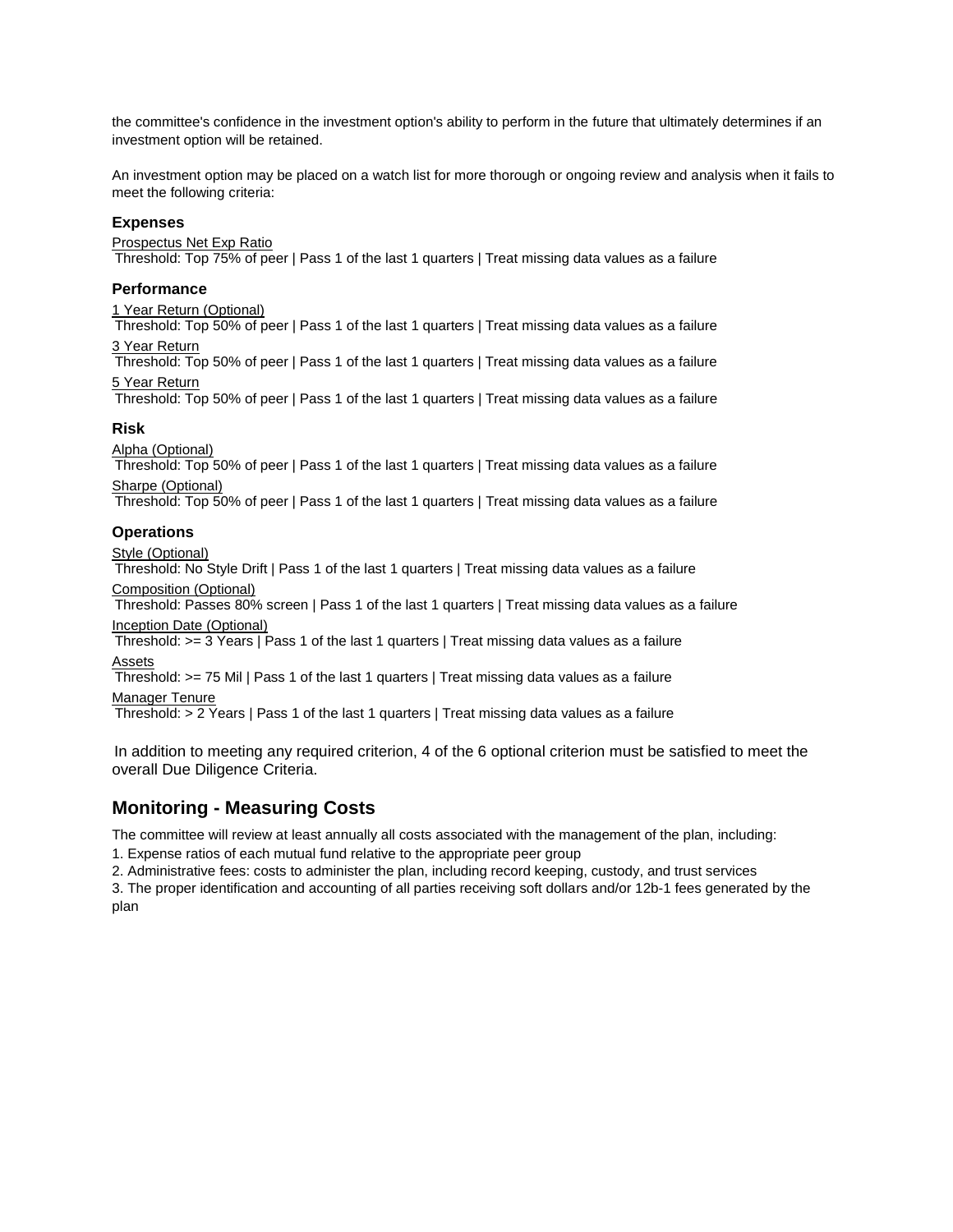the committee's confidence in the investment option's ability to perform in the future that ultimately determines if an investment option will be retained.

An investment option may be placed on a watch list for more thorough or ongoing review and analysis when it fails to meet the following criteria:

### Expenses

Prospectus Net Exp Ratio
Threshold: Top 75% of peer | Pass 1 of the last 1 quarters | Treat missing data values as a failure

### Performance

1 Year Return (Optional)
Threshold: Top 50% of peer | Pass 1 of the last 1 quarters | Treat missing data values as a failure

3 Year Return
Threshold: Top 50% of peer | Pass 1 of the last 1 quarters | Treat missing data values as a failure

5 Year Return
Threshold: Top 50% of peer | Pass 1 of the last 1 quarters | Treat missing data values as a failure

### Risk

Alpha (Optional)
Threshold: Top 50% of peer | Pass 1 of the last 1 quarters | Treat missing data values as a failure

Sharpe (Optional)
Threshold: Top 50% of peer | Pass 1 of the last 1 quarters | Treat missing data values as a failure

### Operations

Style (Optional)
Threshold: No Style Drift | Pass 1 of the last 1 quarters | Treat missing data values as a failure

Composition (Optional)
Threshold: Passes 80% screen | Pass 1 of the last 1 quarters | Treat missing data values as a failure

Inception Date (Optional)
Threshold: >= 3 Years | Pass 1 of the last 1 quarters | Treat missing data values as a failure

Assets
Threshold: >= 75 Mil | Pass 1 of the last 1 quarters | Treat missing data values as a failure

Manager Tenure
Threshold: > 2 Years | Pass 1 of the last 1 quarters | Treat missing data values as a failure

In addition to meeting any required criterion, 4 of the 6 optional criterion must be satisfied to meet the overall Due Diligence Criteria.

## Monitoring - Measuring Costs

The committee will review at least annually all costs associated with the management of the plan, including:

1. Expense ratios of each mutual fund relative to the appropriate peer group
2. Administrative fees: costs to administer the plan, including record keeping, custody, and trust services
3. The proper identification and accounting of all parties receiving soft dollars and/or 12b-1 fees generated by the plan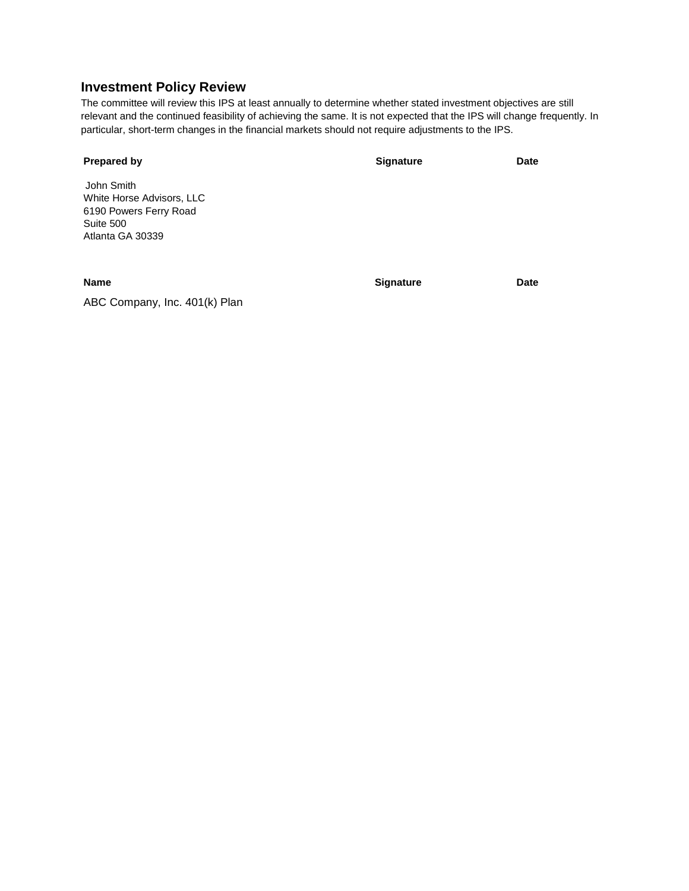## Investment Policy Review

The committee will review this IPS at least annually to determine whether stated investment objectives are still relevant and the continued feasibility of achieving the same. It is not expected that the IPS will change frequently. In particular, short-term changes in the financial markets should not require adjustments to the IPS.

| Prepared by | Signature | Date |
|---|---|---|
| John Smith<br>White Horse Advisors, LLC<br>6190 Powers Ferry Road<br>Suite 500<br>Atlanta GA 30339 | | |

| Name | Signature | Date |
|---|---|---|
| ABC Company, Inc. 401(k) Plan | | |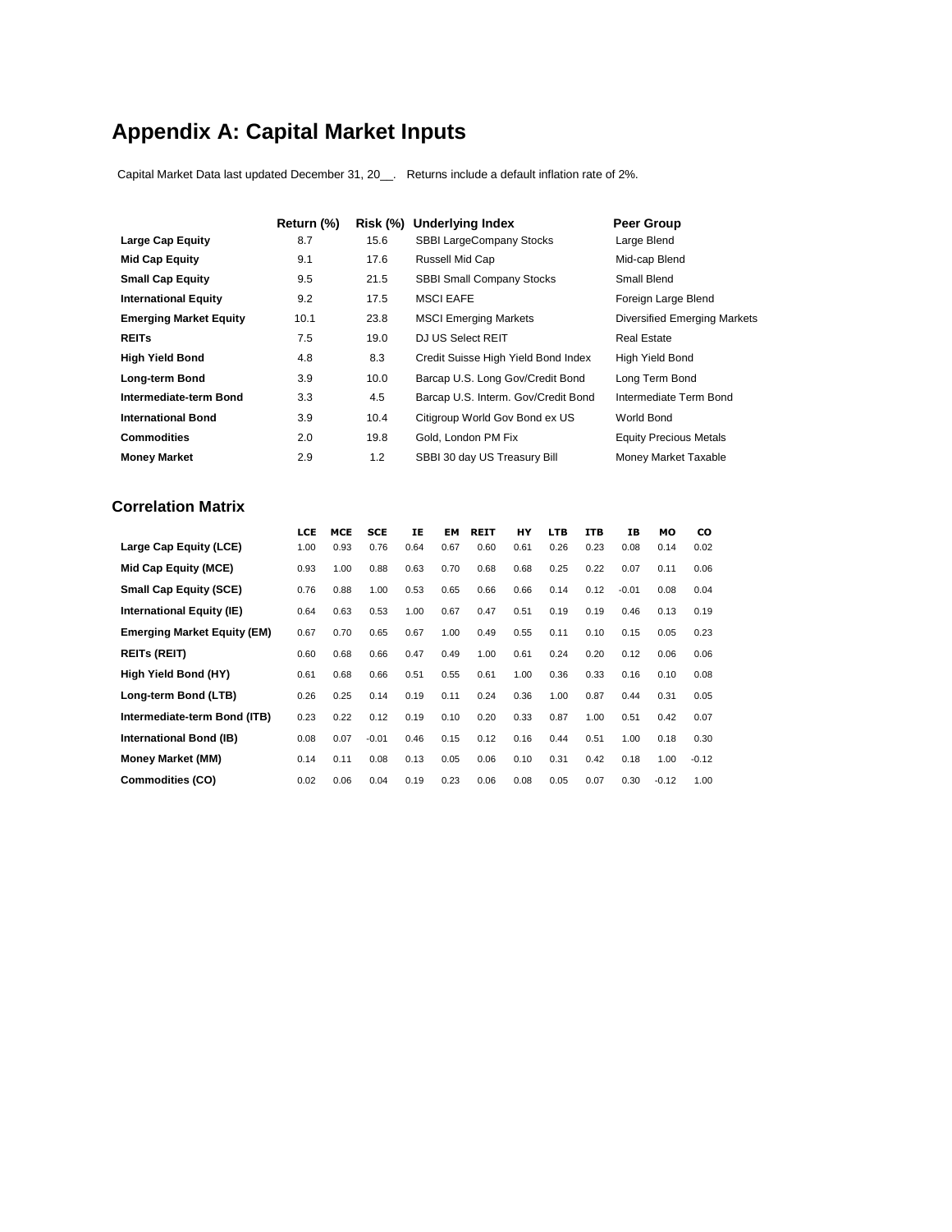# Appendix A: Capital Market Inputs

Capital Market Data last updated December 31, 20__. Returns include a default inflation rate of 2%.

| | Return (%) | Risk (%) | Underlying Index | Peer Group |
|---|---|---|---|---|
| **Large Cap Equity** | 8.7 | 15.6 | SBBI LargeCompany Stocks | Large Blend |
| **Mid Cap Equity** | 9.1 | 17.6 | Russell Mid Cap | Mid-cap Blend |
| **Small Cap Equity** | 9.5 | 21.5 | SBBI Small Company Stocks | Small Blend |
| **International Equity** | 9.2 | 17.5 | MSCI EAFE | Foreign Large Blend |
| **Emerging Market Equity** | 10.1 | 23.8 | MSCI Emerging Markets | Diversified Emerging Markets |
| **REITs** | 7.5 | 19.0 | DJ US Select REIT | Real Estate |
| **High Yield Bond** | 4.8 | 8.3 | Credit Suisse High Yield Bond Index | High Yield Bond |
| **Long-term Bond** | 3.9 | 10.0 | Barcap U.S. Long Gov/Credit Bond | Long Term Bond |
| **Intermediate-term Bond** | 3.3 | 4.5 | Barcap U.S. Interm. Gov/Credit Bond | Intermediate Term Bond |
| **International Bond** | 3.9 | 10.4 | Citigroup World Gov Bond ex US | World Bond |
| **Commodities** | 2.0 | 19.8 | Gold, London PM Fix | Equity Precious Metals |
| **Money Market** | 2.9 | 1.2 | SBBI 30 day US Treasury Bill | Money Market Taxable |

## Correlation Matrix

| | LCE | MCE | SCE | IE | EM | REIT | HY | LTB | ITB | IB | MO | CO |
|---|---|---|---|---|---|---|---|---|---|---|---|---|
| **Large Cap Equity (LCE)** | 1.00 | 0.93 | 0.76 | 0.64 | 0.67 | 0.60 | 0.61 | 0.26 | 0.23 | 0.08 | 0.14 | 0.02 |
| **Mid Cap Equity (MCE)** | 0.93 | 1.00 | 0.88 | 0.63 | 0.70 | 0.68 | 0.68 | 0.25 | 0.22 | 0.07 | 0.11 | 0.06 |
| **Small Cap Equity (SCE)** | 0.76 | 0.88 | 1.00 | 0.53 | 0.65 | 0.66 | 0.66 | 0.14 | 0.12 | -0.01 | 0.08 | 0.04 |
| **International Equity (IE)** | 0.64 | 0.63 | 0.53 | 1.00 | 0.67 | 0.47 | 0.51 | 0.19 | 0.19 | 0.46 | 0.13 | 0.19 |
| **Emerging Market Equity (EM)** | 0.67 | 0.70 | 0.65 | 0.67 | 1.00 | 0.49 | 0.55 | 0.11 | 0.10 | 0.15 | 0.05 | 0.23 |
| **REITs (REIT)** | 0.60 | 0.68 | 0.66 | 0.47 | 0.49 | 1.00 | 0.61 | 0.24 | 0.20 | 0.12 | 0.06 | 0.06 |
| **High Yield Bond (HY)** | 0.61 | 0.68 | 0.66 | 0.51 | 0.55 | 0.61 | 1.00 | 0.36 | 0.33 | 0.16 | 0.10 | 0.08 |
| **Long-term Bond (LTB)** | 0.26 | 0.25 | 0.14 | 0.19 | 0.11 | 0.24 | 0.36 | 1.00 | 0.87 | 0.44 | 0.31 | 0.05 |
| **Intermediate-term Bond (ITB)** | 0.23 | 0.22 | 0.12 | 0.19 | 0.10 | 0.20 | 0.33 | 0.87 | 1.00 | 0.51 | 0.42 | 0.07 |
| **International Bond (IB)** | 0.08 | 0.07 | -0.01 | 0.46 | 0.15 | 0.12 | 0.16 | 0.44 | 0.51 | 1.00 | 0.18 | 0.30 |
| **Money Market (MM)** | 0.14 | 0.11 | 0.08 | 0.13 | 0.05 | 0.06 | 0.10 | 0.31 | 0.42 | 0.18 | 1.00 | -0.12 |
| **Commodities (CO)** | 0.02 | 0.06 | 0.04 | 0.19 | 0.23 | 0.06 | 0.08 | 0.05 | 0.07 | 0.30 | -0.12 | 1.00 |